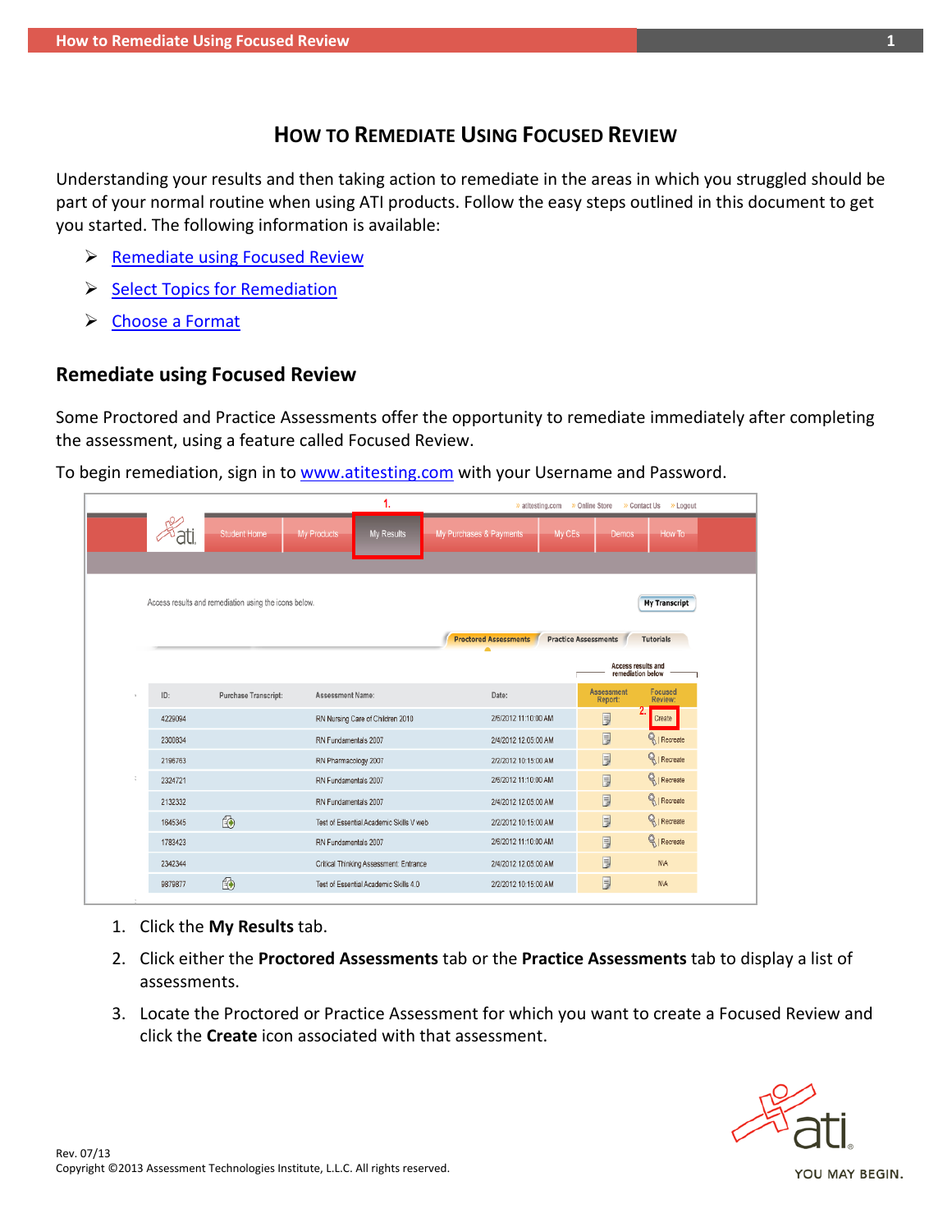# How to Remediate Using Focused Review

Understanding your results and then taking action to remediate in the areas in which you struggled should be part of your normal routine when using ATI products. Follow the easy steps outlined in this document to get you started. The following information is available:

- Remediate using Focused Review
- Select Topics for Remediation
- Choose a Format

## Remediate using Focused Review

Some Proctored and Practice Assessments offer the opportunity to remediate immediately after completing the assessment, using a feature called Focused Review.

To begin remediation, sign in to www.atitesting.com with your Username and Password.

1. Click the **My Results** tab.
2. Click either the **Proctored Assessments** tab or the **Practice Assessments** tab to display a list of assessments.
3. Locate the Proctored or Practice Assessment for which you want to create a Focused Review and click the **Create** icon associated with that assessment.

Rev. 07/13
Copyright ©2013 Assessment Technologies Institute, L.L.C. All rights reserved.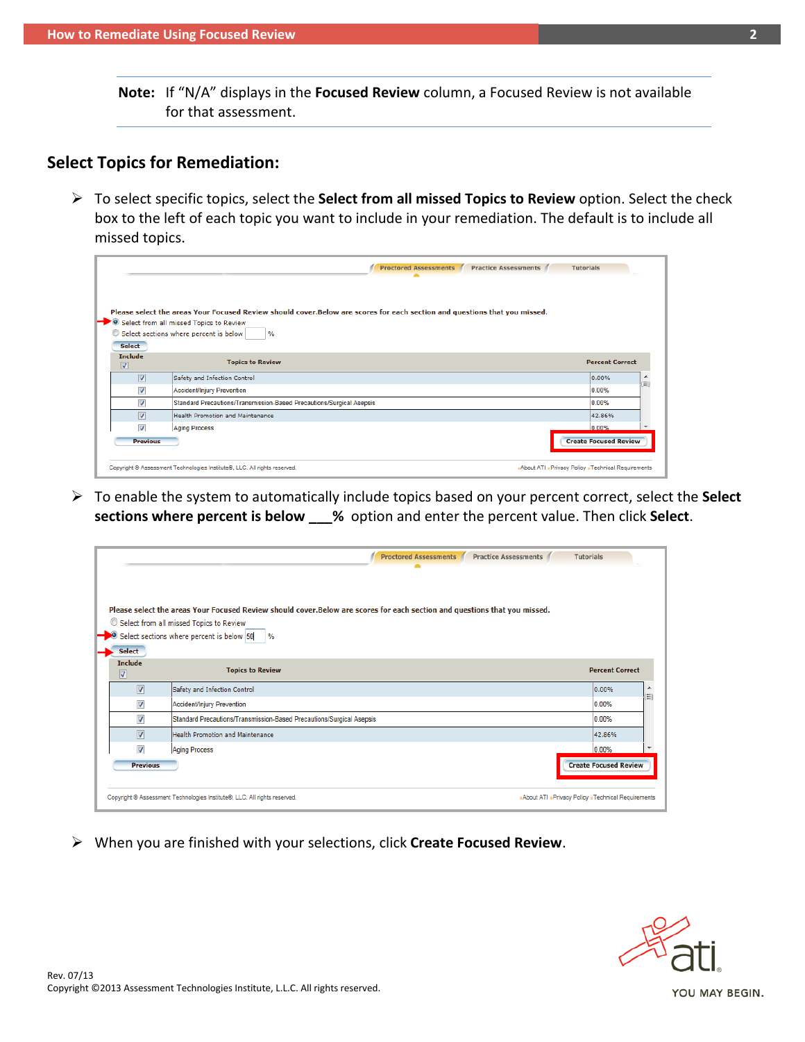> **Note:** If "N/A" displays in the **Focused Review** column, a Focused Review is not available for that assessment.

## Select Topics for Remediation:

- To select specific topics, select the **Select from all missed Topics to Review** option. Select the check box to the left of each topic you want to include in your remediation. The default is to include all missed topics.

- To enable the system to automatically include topics based on your percent correct, select the **Select sections where percent is below ___%** option and enter the percent value. Then click **Select**.

- When you are finished with your selections, click **Create Focused Review**.

Rev. 07/13
Copyright ©2013 Assessment Technologies Institute, L.L.C. All rights reserved.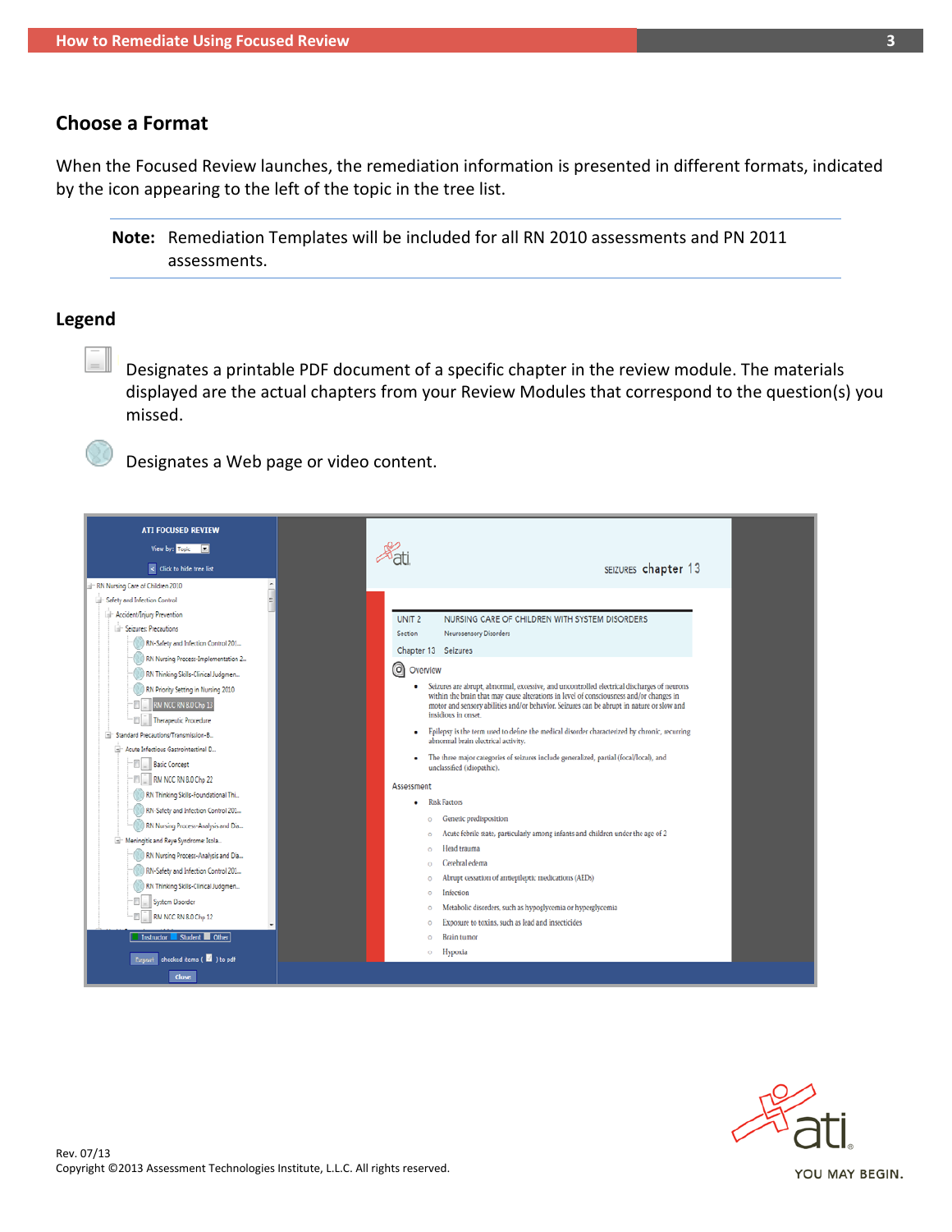## Choose a Format

When the Focused Review launches, the remediation information is presented in different formats, indicated by the icon appearing to the left of the topic in the tree list.

> **Note:** Remediation Templates will be included for all RN 2010 assessments and PN 2011 assessments.

## Legend

Designates a printable PDF document of a specific chapter in the review module. The materials displayed are the actual chapters from your Review Modules that correspond to the question(s) you missed.

Designates a Web page or video content.

Rev. 07/13
Copyright ©2013 Assessment Technologies Institute, L.L.C. All rights reserved.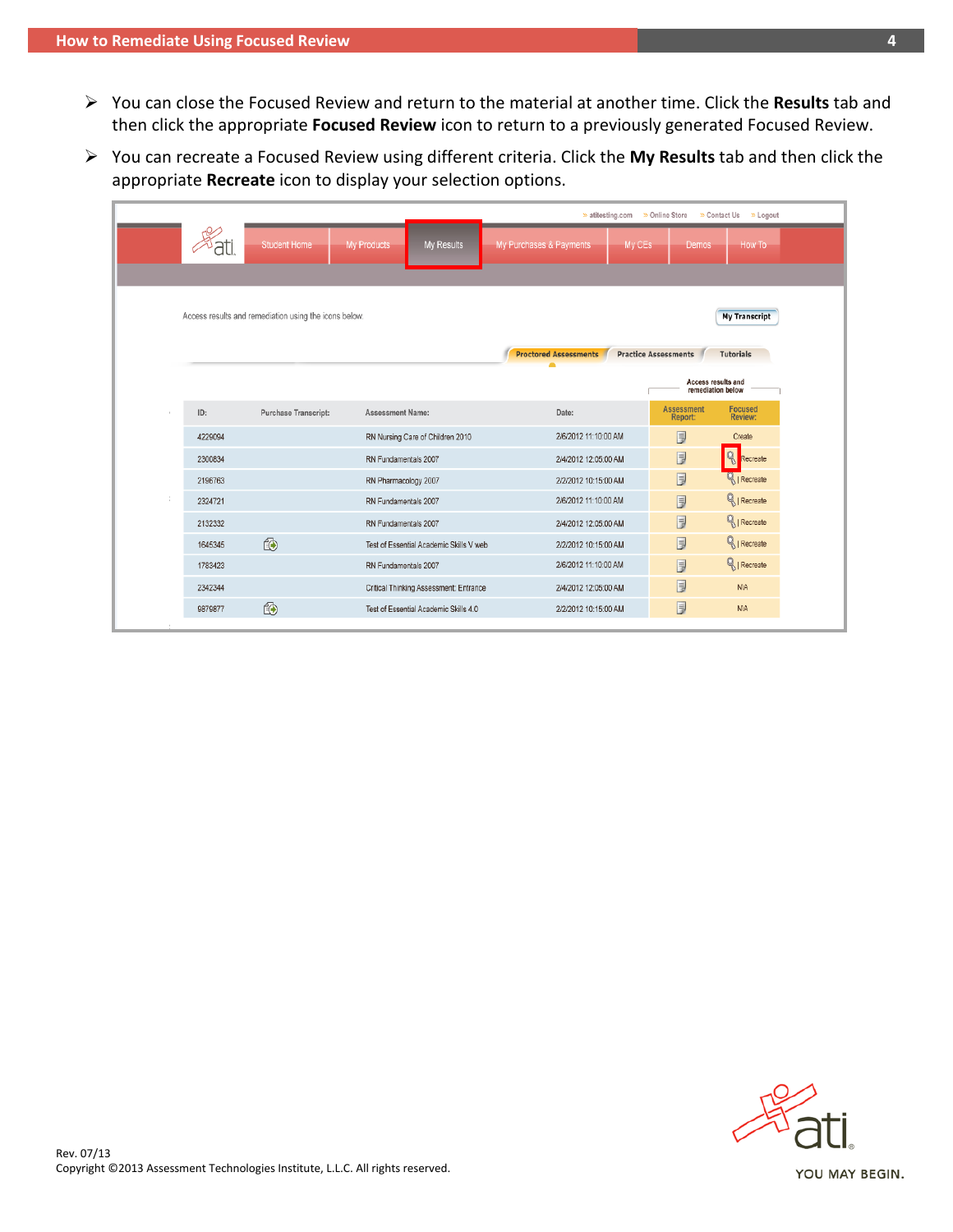- You can close the Focused Review and return to the material at another time. Click the **Results** tab and then click the appropriate **Focused Review** icon to return to a previously generated Focused Review.
- You can recreate a Focused Review using different criteria. Click the **My Results** tab and then click the appropriate **Recreate** icon to display your selection options.

» atitesting.com » Online Store » Contact Us » Logout

Student Home | My Products | My Results | My Purchases & Payments | My CEs | Demos | How To

Access results and remediation using the icons below.

My Transcript

Proctored Assessments | Practice Assessments | Tutorials

Access results and remediation below

| ID: | Purchase Transcript: | Assessment Name: | Date: | Assessment Report: | Focused Review: |
|---|---|---|---|---|---|
| 4229094 | | RN Nursing Care of Children 2010 | 2/6/2012 11:10:00 AM | | Create |
| 2300834 | | RN Fundamentals 2007 | 2/4/2012 12:05:00 AM | | Recreate |
| 2196763 | | RN Pharmacology 2007 | 2/2/2012 10:15:00 AM | | Recreate |
| 2324721 | | RN Fundamentals 2007 | 2/6/2012 11:10:00 AM | | Recreate |
| 2132332 | | RN Fundamentals 2007 | 2/4/2012 12:05:00 AM | | Recreate |
| 1645345 | | Test of Essential Academic Skills V web | 2/2/2012 10:15:00 AM | | Recreate |
| 1783423 | | RN Fundamentals 2007 | 2/6/2012 11:10:00 AM | | Recreate |
| 2342344 | | Critical Thinking Assessment: Entrance | 2/4/2012 12:05:00 AM | | N/A |
| 9879877 | | Test of Essential Academic Skills 4.0 | 2/2/2012 10:15:00 AM | | N/A |

Rev. 07/13
Copyright ©2013 Assessment Technologies Institute, L.L.C. All rights reserved.

ati YOU MAY BEGIN.